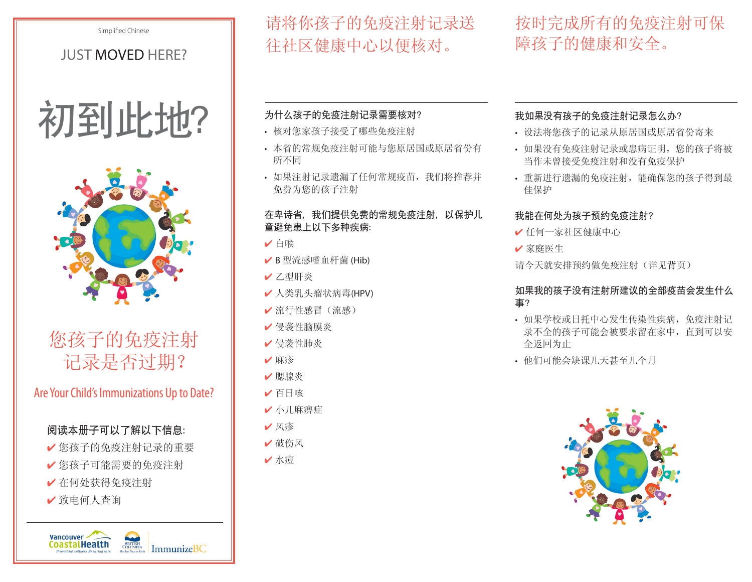Simplified Chinese

JUST MOVED HERE?

# 初到此地?

## 您孩子的免疫注射记录是否过期?

Are Your Child's Immunizations Up to Date?

**阅读本册子可以了解以下信息:**

- ✔ 您孩子的免疫注射记录的重要
- ✔ 您孩子可能需要的免疫注射
- ✔ 在何处获得免疫注射
- ✔ 致电何人查询

Vancouver CoastalHealth — Promoting wellness. Ensuring care.  British Columbia — The Best Place on Earth  ImmunizeBC

## 请将你孩子的免疫注射记录送往社区健康中心以便核对。

### 为什么孩子的免疫注射记录需要核对?

- 核对您家孩子接受了哪些免疫注射
- 本省的常规免疫注射可能与您原居国或原居省份有所不同
- 如果注射记录遗漏了任何常规疫苗,我们将推荐并免费为您的孩子注射

### 在卑诗省,我们提供免费的常规免疫注射,以保护儿童避免患上以下多种疾病:

- ✔ 白喉
- ✔ B 型流感嗜血杆菌 (Hib)
- ✔ 乙型肝炎
- ✔ 人类乳头瘤状病毒(HPV)
- ✔ 流行性感冒(流感)
- ✔ 侵袭性脑膜炎
- ✔ 侵袭性肺炎
- ✔ 麻疹
- ✔ 腮腺炎
- ✔ 百日咳
- ✔ 小儿麻痹症
- ✔ 风疹
- ✔ 破伤风
- ✔ 水痘

## 按时完成所有的免疫注射可保障孩子的健康和安全。

### 我如果没有孩子的免疫注射记录怎么办?

- 设法将您孩子的记录从原居国或原居省份寄来
- 如果没有免疫注射记录或患病证明,您的孩子将被当作未曾接受免疫注射和没有免疫保护
- 重新进行遗漏的免疫注射,能确保您的孩子得到最佳保护

### 我能在何处为孩子预约免疫注射?

- ✔ 任何一家社区健康中心
- ✔ 家庭医生

请今天就安排预约做免疫注射(详见背页)

### 如果我的孩子没有注射所建议的全部疫苗会发生什么事?

- 如果学校或日托中心发生传染性疾病,免疫注射记录不全的孩子可能会被要求留在家中,直到可以安全返回为止
- 他们可能会缺课几天甚至几个月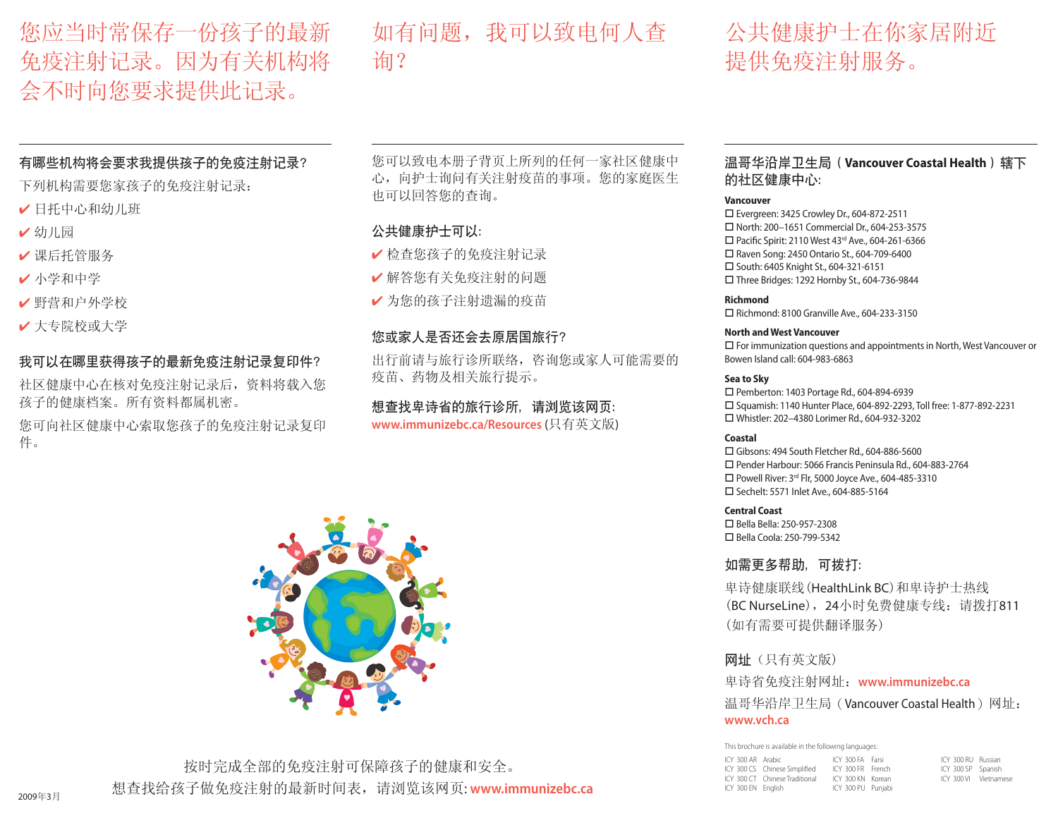# 您应当时常保存一份孩子的最新免疫注射记录。因为有关机构将会不时向您要求提供此记录。

### 有哪些机构将会要求我提供孩子的免疫注射记录?

下列机构需要您家孩子的免疫注射记录:

- ✔ 日托中心和幼儿班
- ✔ 幼儿园
- ✔ 课后托管服务
- ✔ 小学和中学
- ✔ 野营和户外学校
- ✔ 大专院校或大学

### 我可以在哪里获得孩子的最新免疫注射记录复印件?

社区健康中心在核对免疫注射记录后，资料将载入您孩子的健康档案。所有资料都属机密。

您可向社区健康中心索取您孩子的免疫注射记录复印件。

# 如有问题，我可以致电何人查询?

您可以致电本册子背页上所列的任何一家社区健康中心，向护士询问有关注射疫苗的事项。您的家庭医生也可以回答您的查询。

### 公共健康护士可以:

- ✔ 检查您孩子的免疫注射记录
- ✔ 解答您有关免疫注射的问题
- ✔ 为您的孩子注射遗漏的疫苗

### 您或家人是否还会去原居国旅行?

出行前请与旅行诊所联络，咨询您或家人可能需要的疫苗、药物及相关旅行提示。

### 想查找卑诗省的旅行诊所，请浏览该网页:

**www.immunizebc.ca/Resources** (只有英文版)

# 公共健康护士在你家居附近提供免疫注射服务。

### 温哥华沿岸卫生局（Vancouver Coastal Health）辖下的社区健康中心:

**Vancouver**

- ☐ Evergreen: 3425 Crowley Dr., 604-872-2511
- ☐ North: 200–1651 Commercial Dr., 604-253-3575
- ☐ Pacific Spirit: 2110 West 43rd Ave., 604-261-6366
- ☐ Raven Song: 2450 Ontario St., 604-709-6400
- ☐ South: 6405 Knight St., 604-321-6151
- ☐ Three Bridges: 1292 Hornby St., 604-736-9844

**Richmond**

- ☐ Richmond: 8100 Granville Ave., 604-233-3150

**North and West Vancouver**

- ☐ For immunization questions and appointments in North, West Vancouver or Bowen Island call: 604-983-6863

**Sea to Sky**

- ☐ Pemberton: 1403 Portage Rd., 604-894-6939
- ☐ Squamish: 1140 Hunter Place, 604-892-2293, Toll free: 1-877-892-2231
- ☐ Whistler: 202–4380 Lorimer Rd., 604-932-3202

**Coastal**

- ☐ Gibsons: 494 South Fletcher Rd., 604-886-5600
- ☐ Pender Harbour: 5066 Francis Peninsula Rd., 604-883-2764
- ☐ Powell River: 3rd Flr, 5000 Joyce Ave., 604-485-3310
- ☐ Sechelt: 5571 Inlet Ave., 604-885-5164

**Central Coast**

- ☐ Bella Bella: 250-957-2308
- ☐ Bella Coola: 250-799-5342

### 如需更多帮助，可拨打:

卑诗健康联线（HealthLink BC）和卑诗护士热线（BC NurseLine），24小时免费健康专线：请拨打811（如有需要可提供翻译服务）

### 网址（只有英文版）

卑诗省免疫注射网址：**www.immunizebc.ca**

温哥华沿岸卫生局（Vancouver Coastal Health）网址：**www.vch.ca**

This brochure is available in the following languages:

| | | | | | |
|---|---|---|---|---|---|
| ICY 300 AR | Arabic | ICY 300 FA | Farsi | ICY 300 RU | Russian |
| ICY 300 CS | Chinese Simplified | ICY 300 FR | French | ICY 300 SP | Spanish |
| ICY 300 CT | Chinese Traditional | ICY 300 KN | Korean | ICY 300 VI | Vietnamese |
| ICY 300 EN | English | ICY 300 PU | Punjabi | | |

按时完成全部的免疫注射可保障孩子的健康和安全。

想查找给孩子做免疫注射的最新时间表，请浏览该网页: **www.immunizebc.ca**

2009年3月